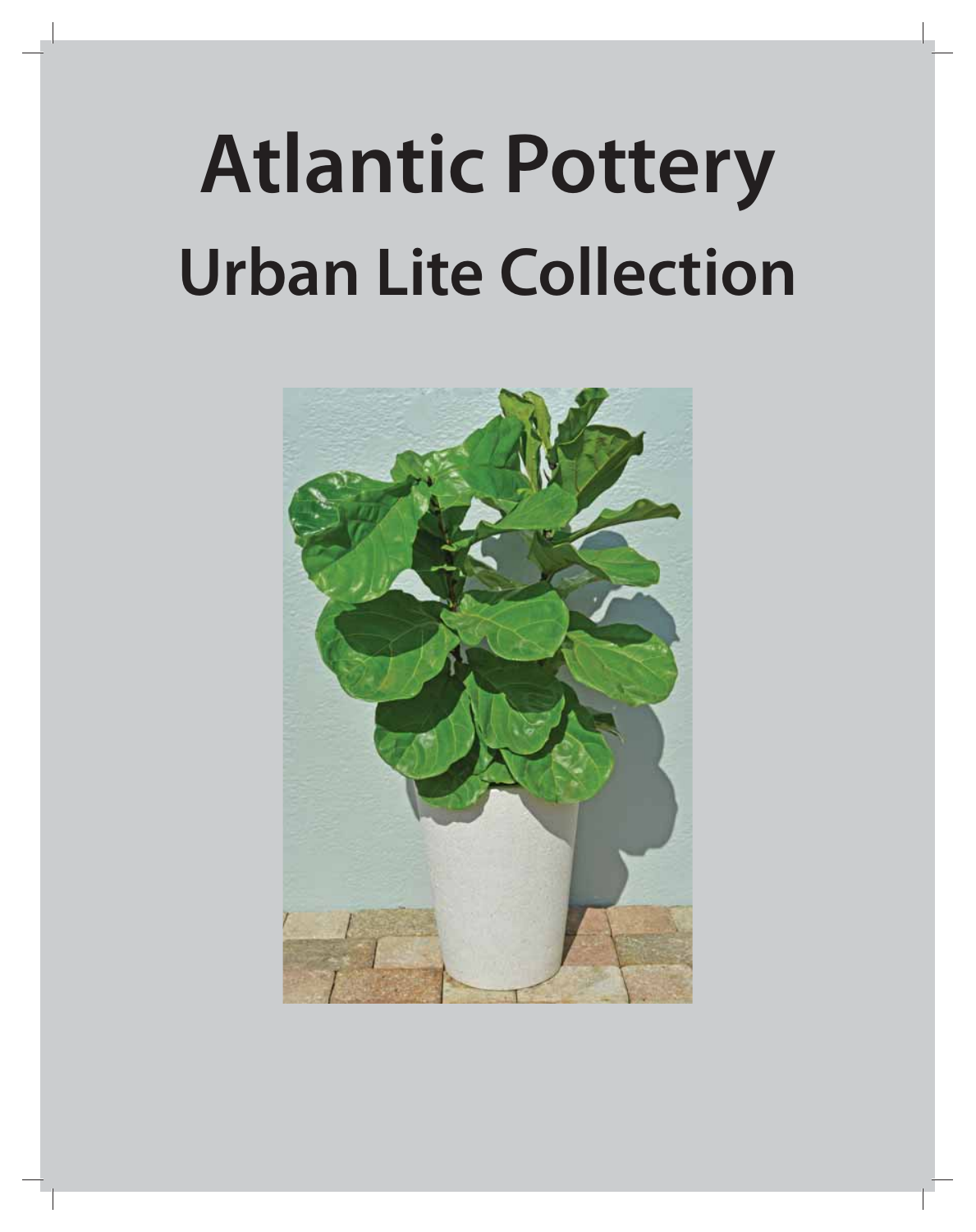# Atlantic Pottery

## Urban Lite Collection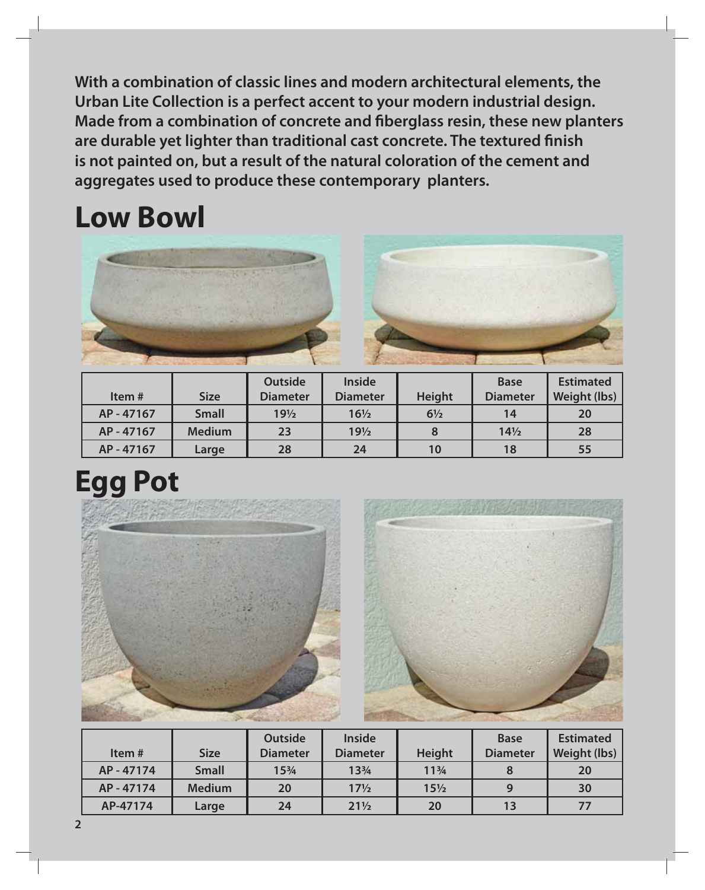**With a combination of classic lines and modern architectural elements, the Urban Lite Collection is a perfect accent to your modern industrial design. Made from a combination of concrete and fiberglass resin, these new planters are durable yet lighter than traditional cast concrete. The textured finish is not painted on, but a result of the natural coloration of the cement and aggregates used to produce these contemporary planters.**

# Low Bowl

| Item # | Size | Outside Diameter | Inside Diameter | Height | Base Diameter | Estimated Weight (lbs) |
|---|---|---|---|---|---|---|
| AP - 47167 | Small | 19½ | 16½ | 6½ | 14 | 20 |
| AP - 47167 | Medium | 23 | 19½ | 8 | 14½ | 28 |
| AP - 47167 | Large | 28 | 24 | 10 | 18 | 55 |

# Egg Pot

| Item # | Size | Outside Diameter | Inside Diameter | Height | Base Diameter | Estimated Weight (lbs) |
|---|---|---|---|---|---|---|
| AP - 47174 | Small | 15¾ | 13¾ | 11¾ | 8 | 20 |
| AP - 47174 | Medium | 20 | 17½ | 15½ | 9 | 30 |
| AP-47174 | Large | 24 | 21½ | 20 | 13 | 77 |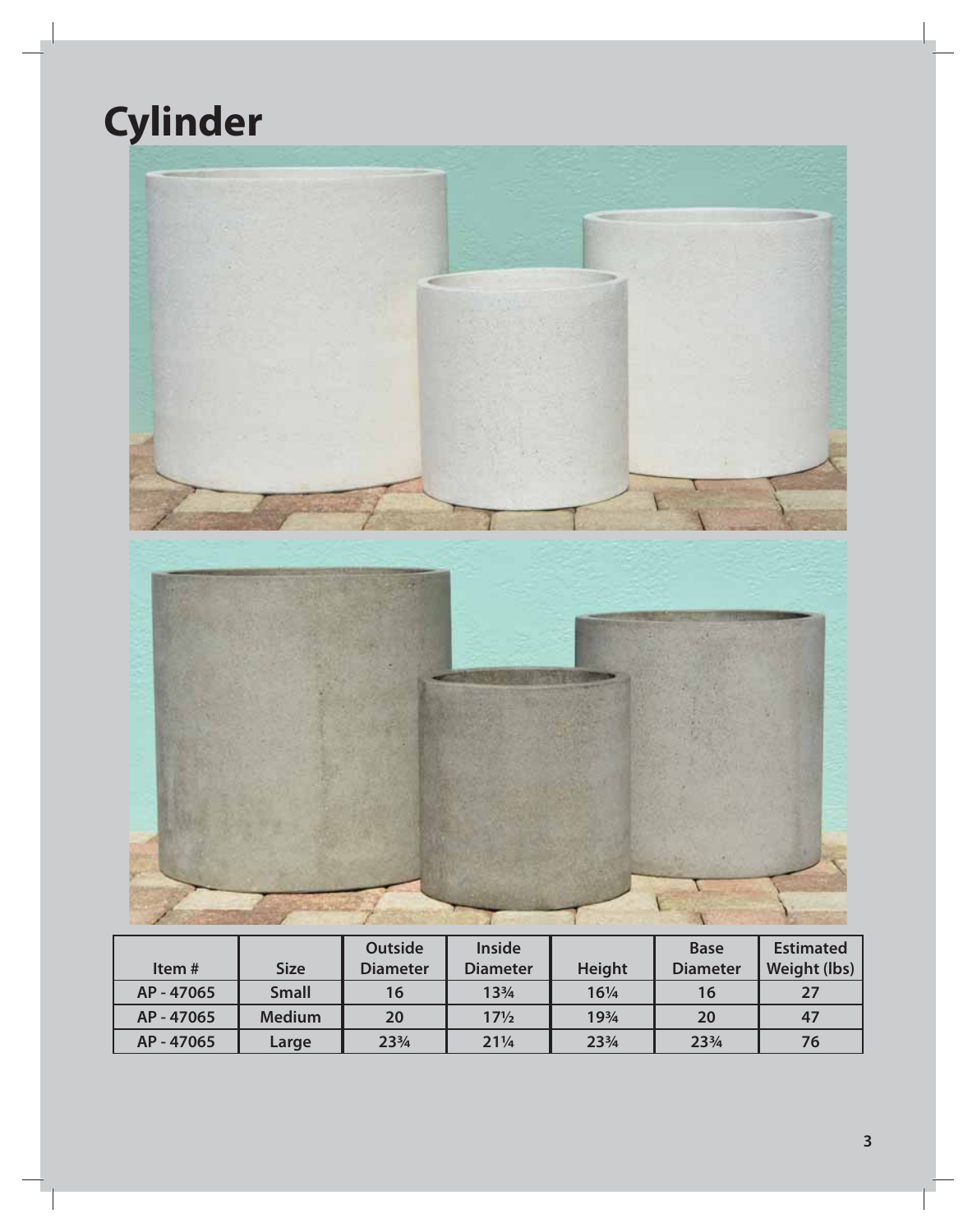# Cylinder

| Item # | Size | Outside Diameter | Inside Diameter | Height | Base Diameter | Estimated Weight (lbs) |
|---|---|---|---|---|---|---|
| AP - 47065 | Small | 16 | 13¾ | 16¼ | 16 | 27 |
| AP - 47065 | Medium | 20 | 17½ | 19¾ | 20 | 47 |
| AP - 47065 | Large | 23¾ | 21¼ | 23¾ | 23¾ | 76 |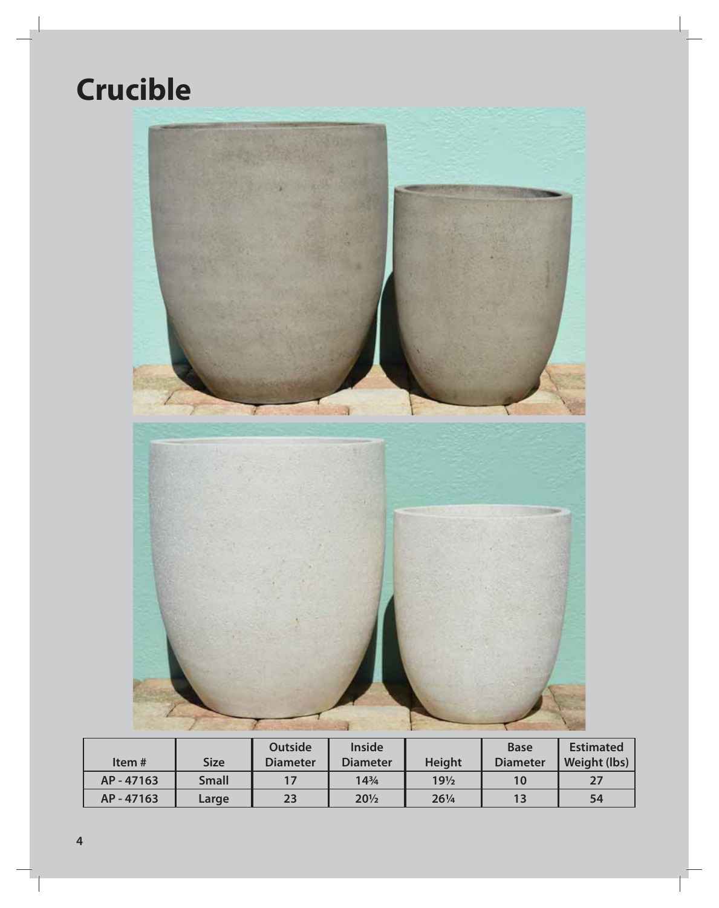# Crucible

| Item # | Size | Outside Diameter | Inside Diameter | Height | Base Diameter | Estimated Weight (lbs) |
|---|---|---|---|---|---|---|
| AP - 47163 | Small | 17 | 14¾ | 19½ | 10 | 27 |
| AP - 47163 | Large | 23 | 20½ | 26¼ | 13 | 54 |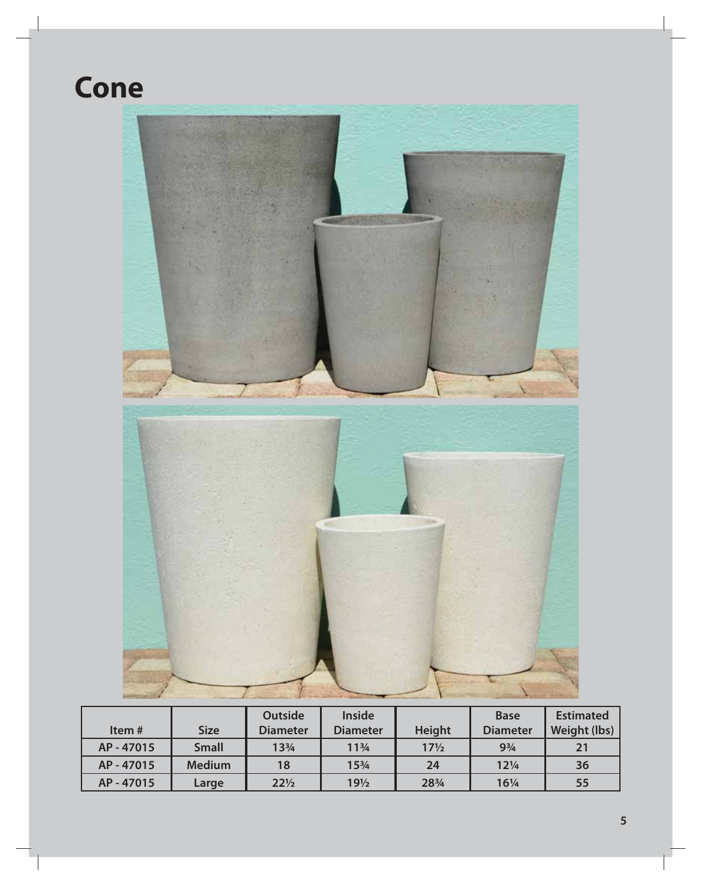# Cone

| Item # | Size | Outside Diameter | Inside Diameter | Height | Base Diameter | Estimated Weight (lbs) |
|---|---|---|---|---|---|---|
| AP - 47015 | Small | 13¾ | 11¾ | 17½ | 9¾ | 21 |
| AP - 47015 | Medium | 18 | 15¾ | 24 | 12¼ | 36 |
| AP - 47015 | Large | 22½ | 19½ | 28¾ | 16¼ | 55 |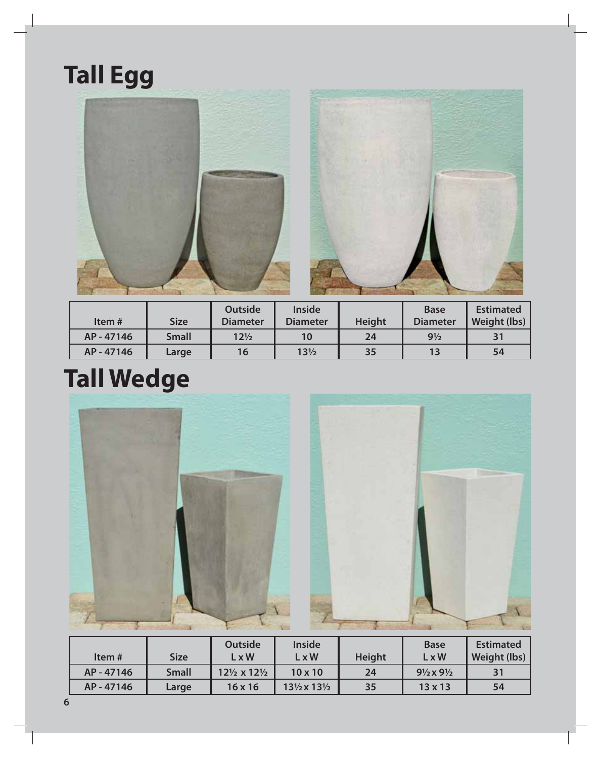# Tall Egg

| Item # | Size | Outside Diameter | Inside Diameter | Height | Base Diameter | Estimated Weight (lbs) |
|---|---|---|---|---|---|---|
| AP - 47146 | Small | 12½ | 10 | 24 | 9½ | 31 |
| AP - 47146 | Large | 16 | 13½ | 35 | 13 | 54 |

# Tall Wedge

| Item # | Size | Outside L x W | Inside L x W | Height | Base L x W | Estimated Weight (lbs) |
|---|---|---|---|---|---|---|
| AP - 47146 | Small | 12½ x 12½ | 10 x 10 | 24 | 9½ x 9½ | 31 |
| AP - 47146 | Large | 16 x 16 | 13½ x 13½ | 35 | 13 x 13 | 54 |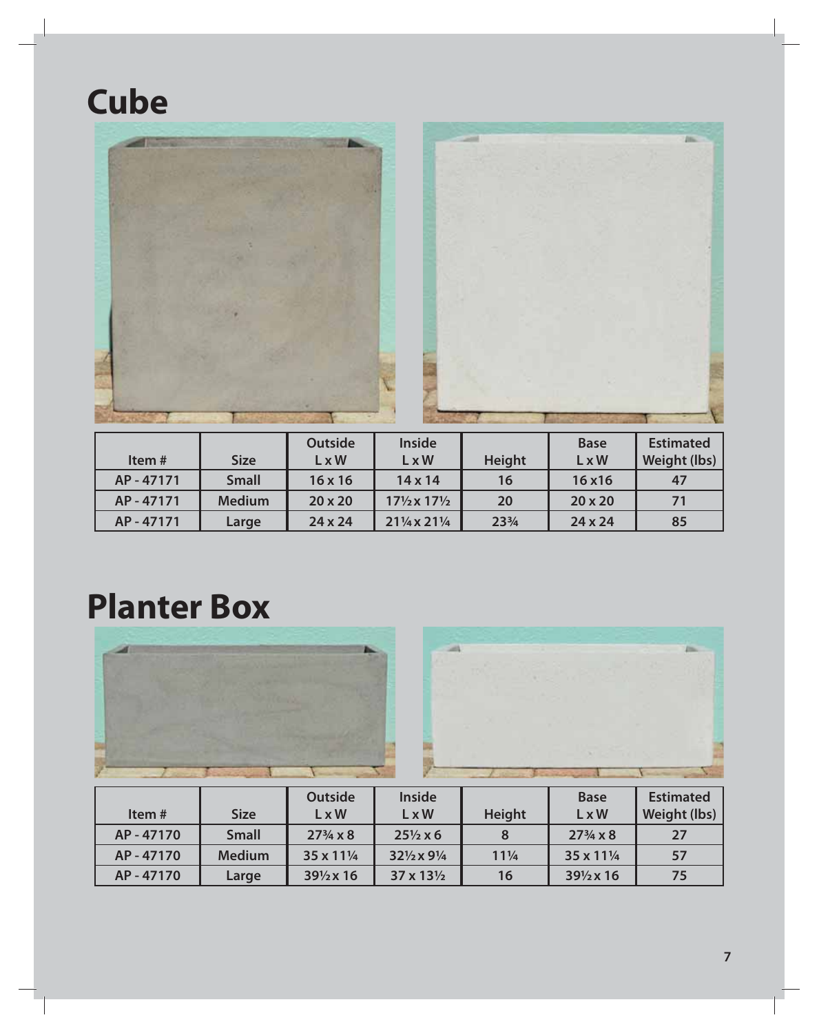# Cube

| Item # | Size | Outside L x W | Inside L x W | Height | Base L x W | Estimated Weight (lbs) |
|---|---|---|---|---|---|---|
| AP - 47171 | Small | 16 x 16 | 14 x 14 | 16 | 16 x16 | 47 |
| AP - 47171 | Medium | 20 x 20 | 17½ x 17½ | 20 | 20 x 20 | 71 |
| AP - 47171 | Large | 24 x 24 | 21¼ x 21¼ | 23¾ | 24 x 24 | 85 |

# Planter Box

| Item # | Size | Outside L x W | Inside L x W | Height | Base L x W | Estimated Weight (lbs) |
|---|---|---|---|---|---|---|
| AP - 47170 | Small | 27¾ x 8 | 25½ x 6 | 8 | 27¾ x 8 | 27 |
| AP - 47170 | Medium | 35 x 11¼ | 32½ x 9¼ | 11¼ | 35 x 11¼ | 57 |
| AP - 47170 | Large | 39½ x 16 | 37 x 13½ | 16 | 39½ x 16 | 75 |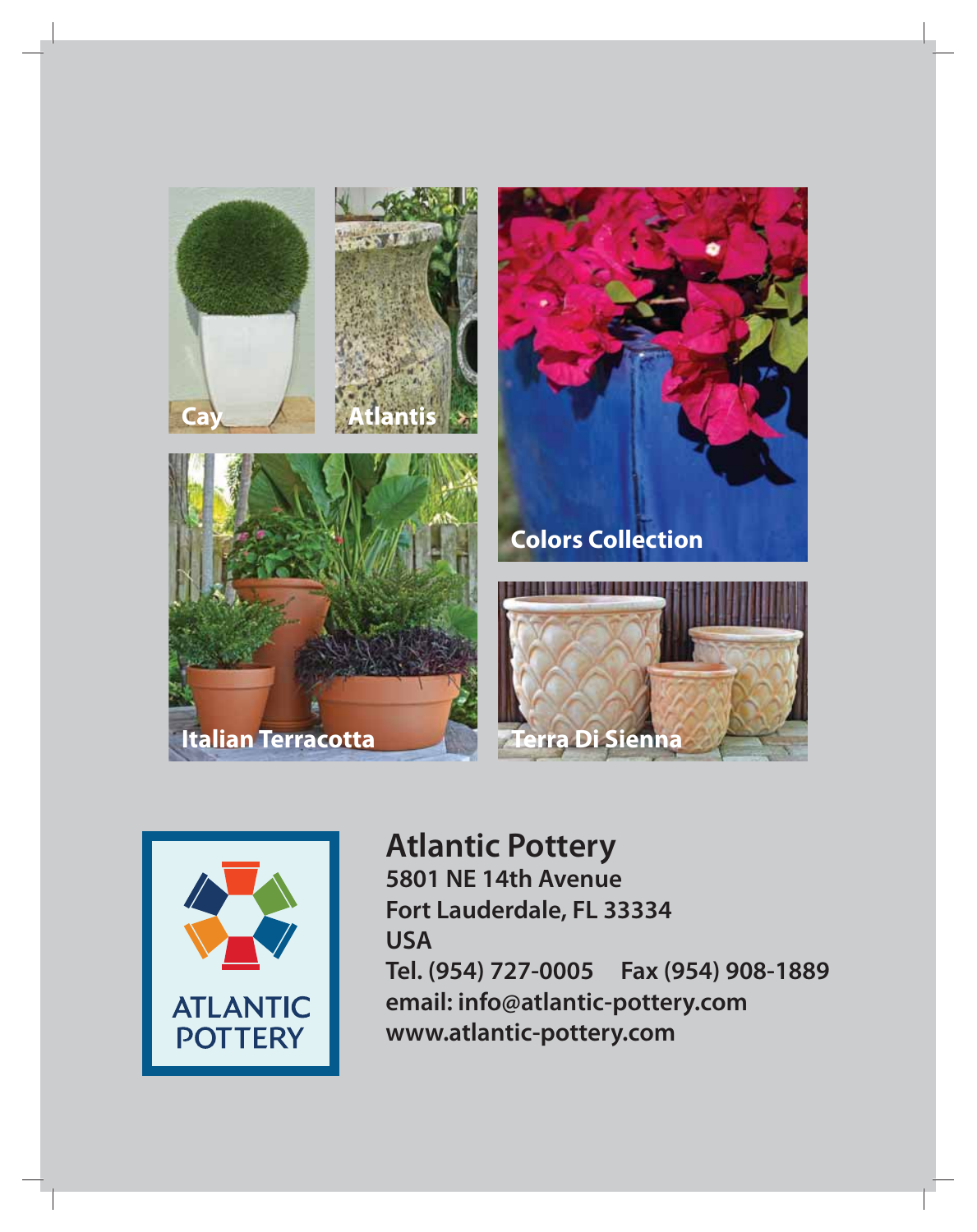Cay

Atlantis

Colors Collection

Italian Terracotta

Terra Di Sienna

ATLANTIC POTTERY

## Atlantic Pottery

**5801 NE 14th Avenue**
**Fort Lauderdale, FL 33334**
**USA**
**Tel. (954) 727-0005    Fax (954) 908-1889**
**email: info@atlantic-pottery.com**
**www.atlantic-pottery.com**